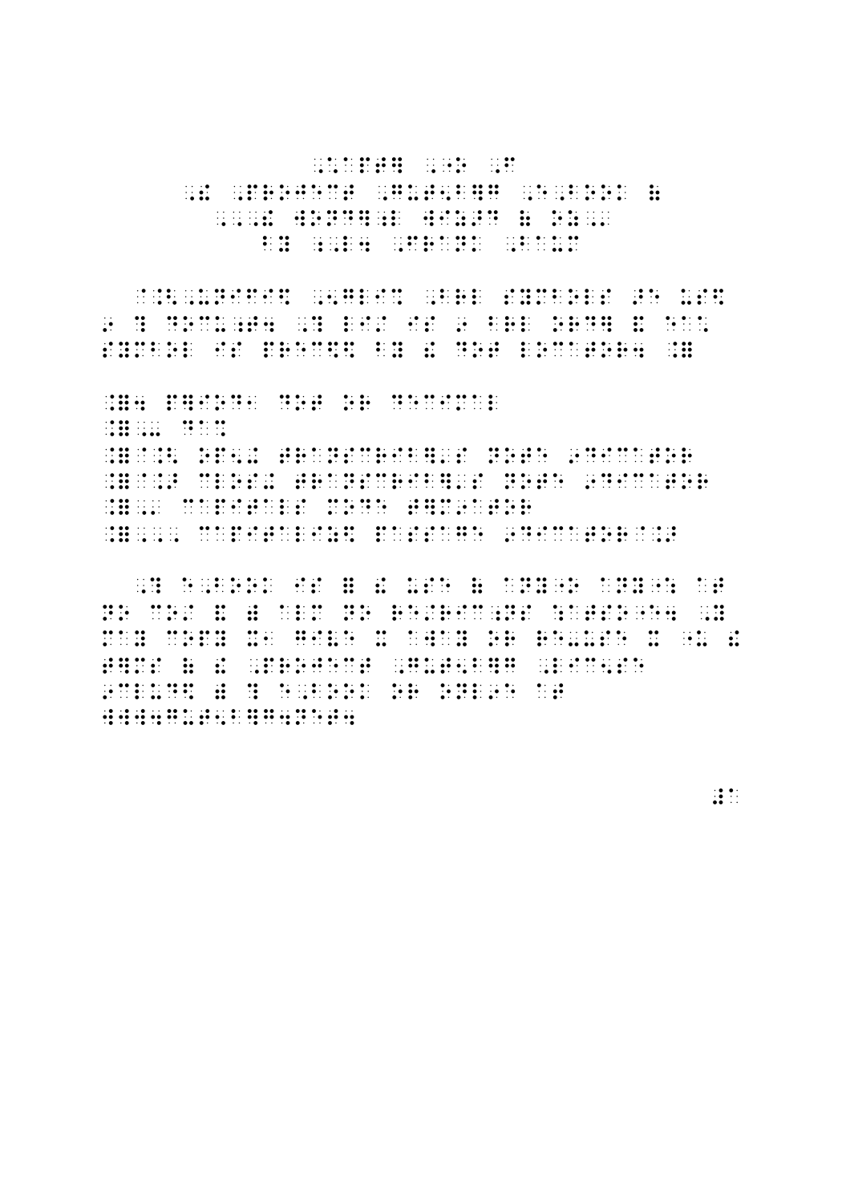in de la componencia de la componición de la componencia de la componencia de concerta de la componencia de la<br>1960 - La componencia de la componencia de la componencia de la componencia de la componencia de la componenc<br>1 

i de de de 1950 de 1959 de 1959 de de 1969 de 1969 de 1969 de 1969 de 1969 de 1969 de 1969 de 1969 de 1969 de<br>1969 de 1965 de 1969 de 1965 de 1969 de 1969 de 1969 de 1969 de 1969 de 1969 de 1969 de 1969 de 1969 de 1969<br>196 

 $\frac{1}{2}$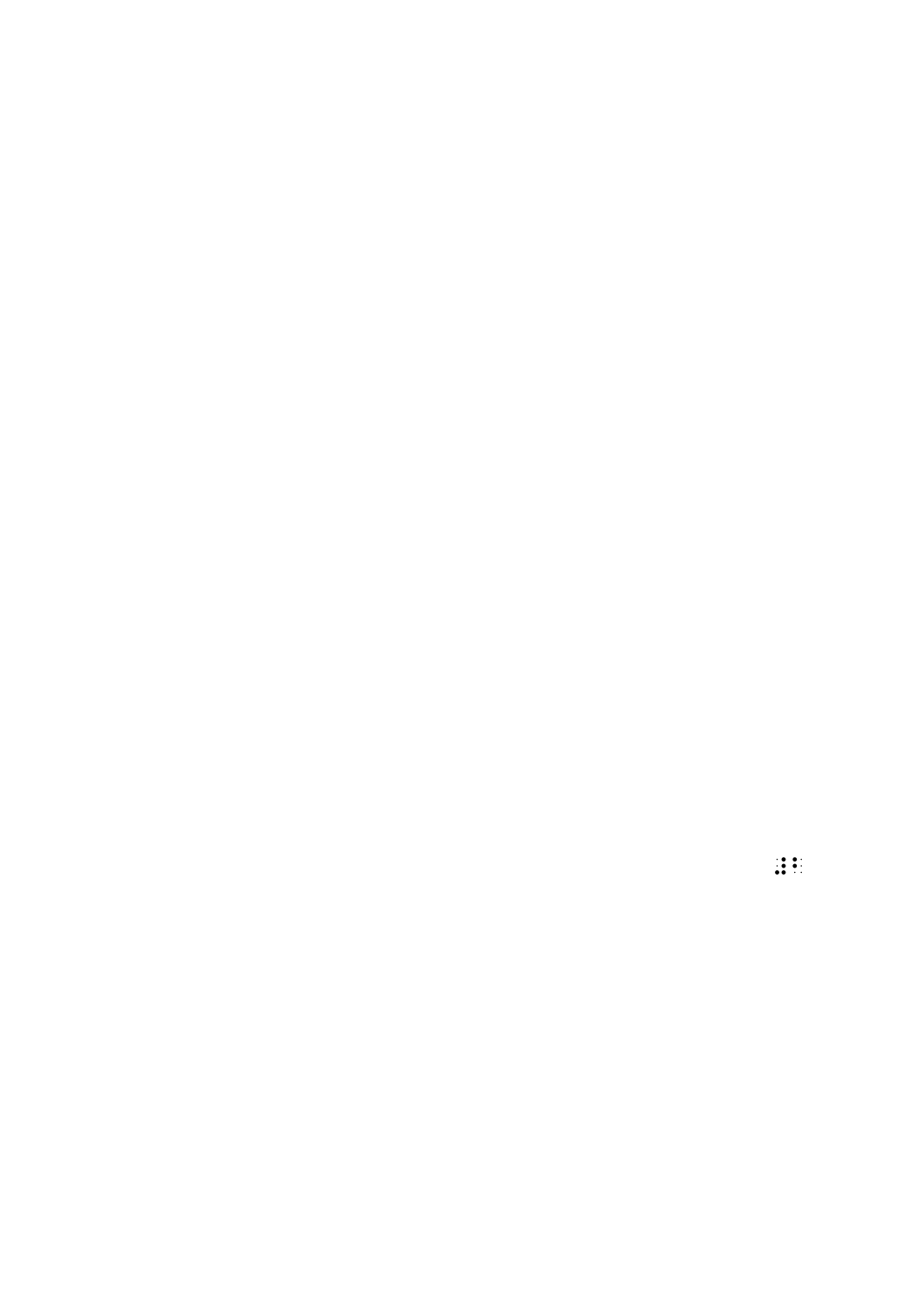$\mathbb{R}$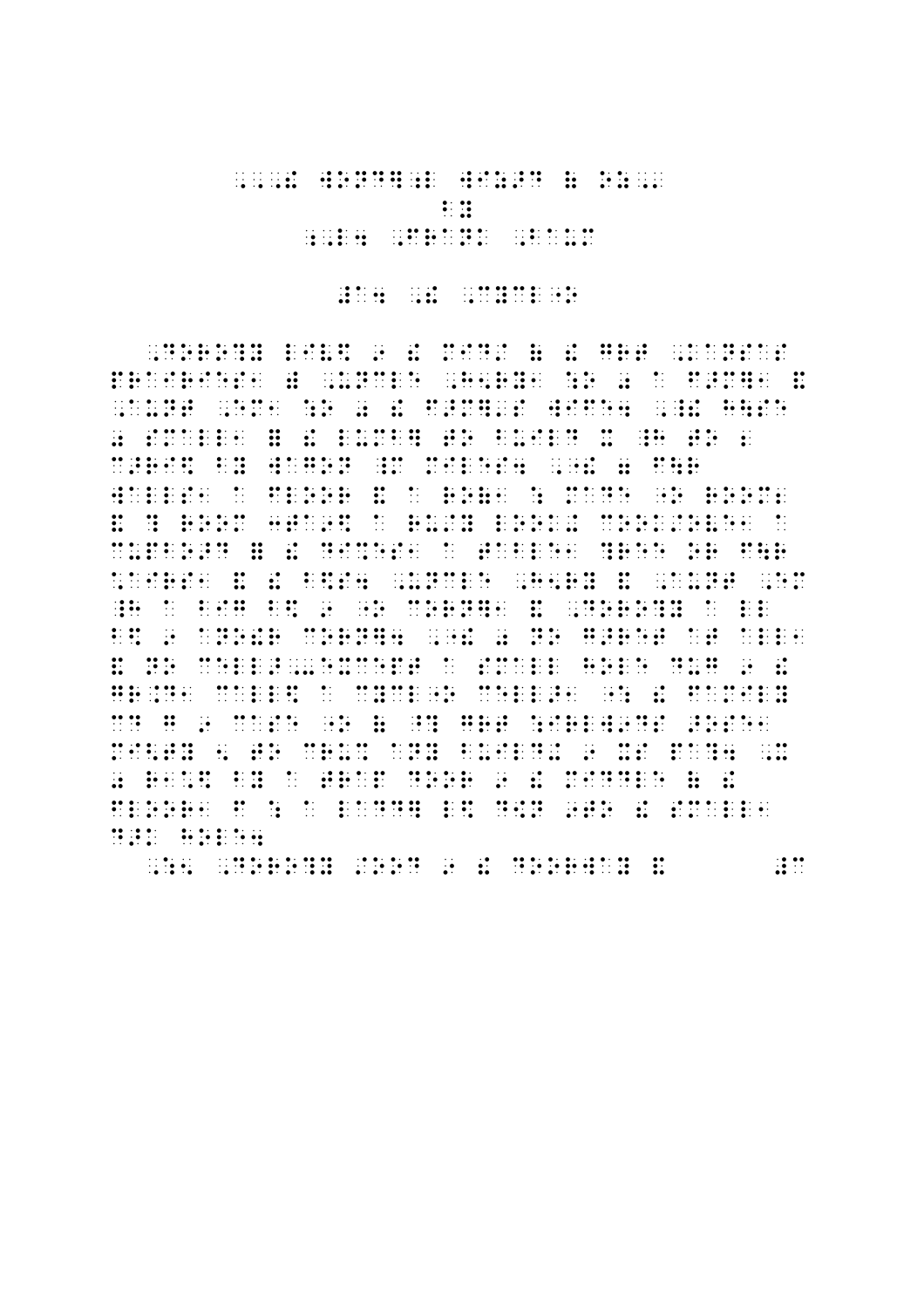## $\ddot{\cdot}$

## 

in i saman di di sama sama sama sa di di di di dan di saman saman saman ng di dan saman saman saman sa saman<br>Saman di saman di di saman sa saman di di di saman di saman di di saman di saman saman saman saman di saman di<br>S ian i dan i de de de dan i ee en de ee de indige de ee en de de de de ee en dan de de de de de de de een indig<br>1966 – Een indige de een indigenoemde de eerste indigenoemde indigenoemde in de eerste en de de en en de indig  $\frac{1}{2}$ de la provincia de la casa de la casa de la casa de la casa de la casa de la casa de la casa de la casa de la<br>La casa de la casa de la casa de la casa de la casa de la casa de la casa de la casa de la casa de la casa de 

 $\frac{1}{2}$   $\frac{1}{2}$   $\frac{1}{2}$   $\frac{1}{2}$   $\frac{1}{2}$   $\frac{1}{2}$   $\frac{1}{2}$   $\frac{1}{2}$   $\frac{1}{2}$   $\frac{1}{2}$   $\frac{1}{2}$   $\frac{1}{2}$   $\frac{1}{2}$   $\frac{1}{2}$   $\frac{1}{2}$   $\frac{1}{2}$   $\frac{1}{2}$   $\frac{1}{2}$   $\frac{1}{2}$   $\frac{1}{2}$   $\frac{1}{2}$   $\frac{1}{2}$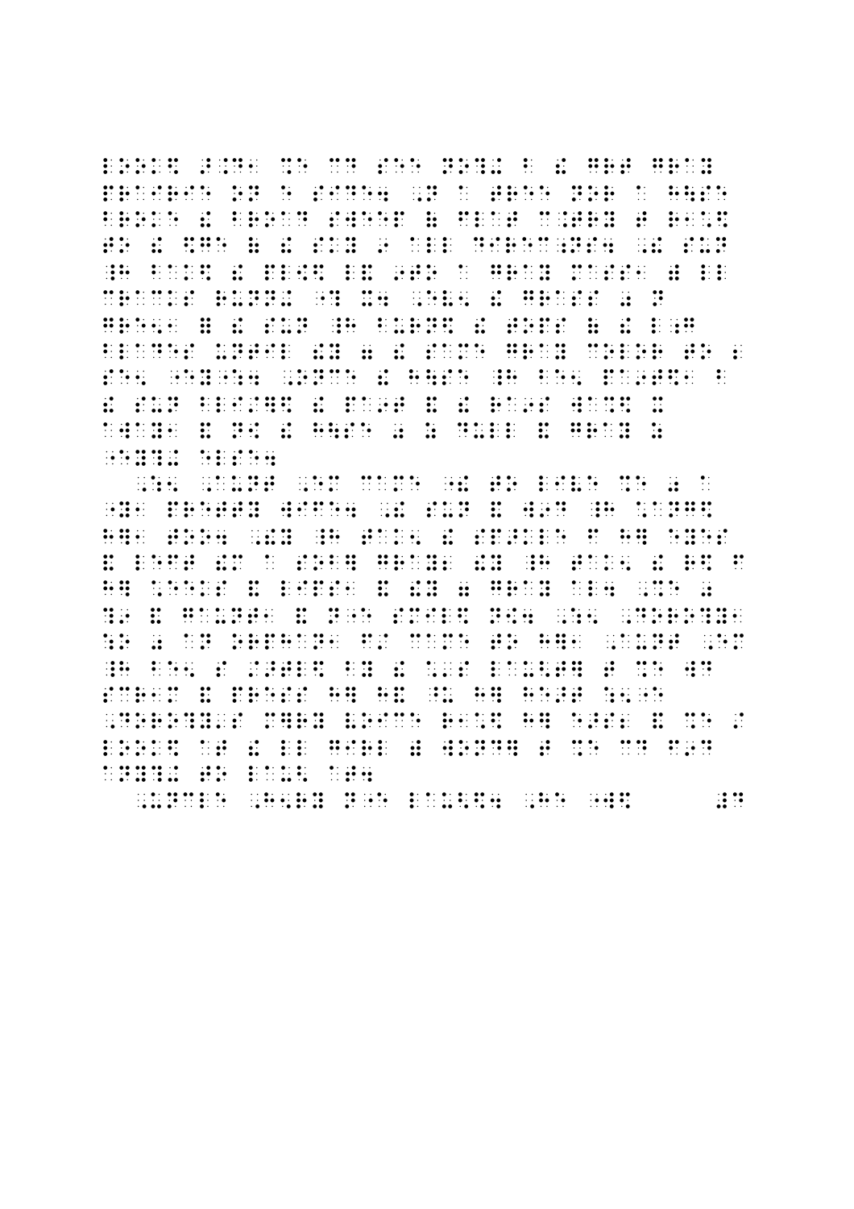indian i dinambia da india da dinambia dinambia ini na dinambia da dinambia da dinambina ny nina ilay any ami<br>India ao amin'ny faritr'i Gregory dia 1988 no ambany amin'ny fivondronan-paositra 2014. Ilay kaominina dia kao<br>I .<br>1989: De La De La De La De La De La De La De La De La De La De La De La De La De La De La De La De La De La<br>1991: De La De La De La De La De La De La De La De La De La De La De La De La De La De La De La De La De La .<br>1961 – An Alexandrich III de Leise de Louis (1961) (1961) (1962) (1969) (1969) (1969) (1969) (1969) (1969) (1<br>1962 – An Alexandrich III de Louis (1969) (1969) (1969) (1969) (1969) (1969) (1969) (1969) (1969) (1969) (196 

in de la companiente de la competitiva de la característica de la característica de la característica de la ca<br>La característica de la característica de la característica de la característica de la característica de la c<br>L  $\frac{1}{2}$  ,  $\frac{1}{2}$  ,  $\frac{1}{2}$  ,  $\frac{1}{2}$  ,  $\frac{1}{2}$  ,  $\frac{1}{2}$  ,  $\frac{1}{2}$  ,  $\frac{1}{2}$  ,  $\frac{1}{2}$ , and the second companion of the second companion of the second companion of the second companion of the second companion of the second companion of the second companion of the second companion of the second companion of ian de la provincia de la directa de la califactiva de la califactiva de la califactiva de la califactiva de<br>1989 de la califactiva de la directa de la califactiva de la califactiva de la califactiva de la califactiva<br>1999 indiano di primerino indicio na nacional dan dal cine di primerina con di primerina dal cine di dal primeri na<br>1980 – Anni di di di cine nella primerina con di di cine nella di primerina di primerina di primerina di diant<br> 

 $\frac{1}{2}$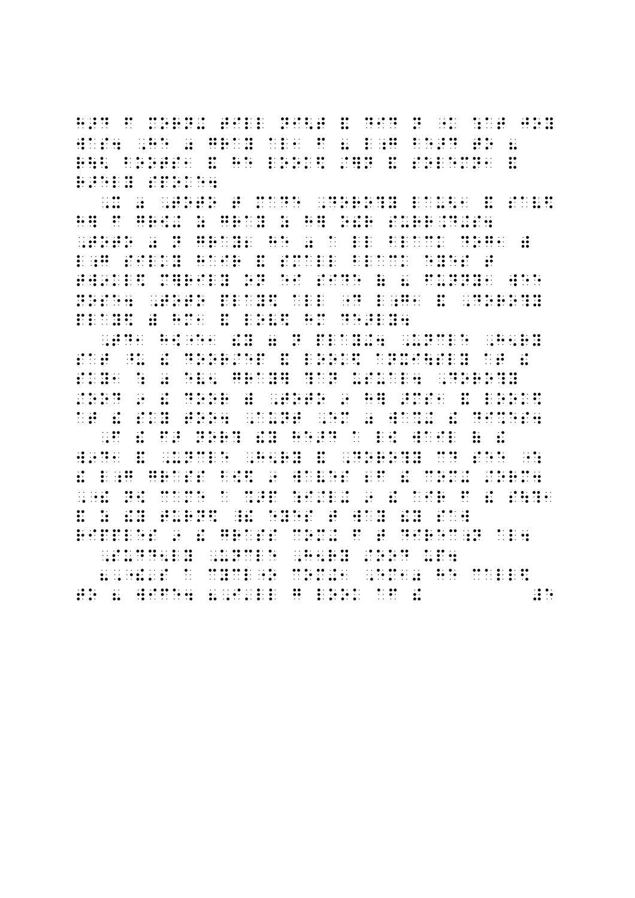indidente en la serdina de la cada de de la de en la cada de la cada de la de de de de de la cada de la cada d<br>La de ser de la cada de la cada de ser de la cada de la cada de la cada de la cada de la de de la cada de la<br>La ia de alternaciones de la computer de la computer al al al de la calada de la computer de al de al computer de<br>1999 de la computer de la computer de la computer de la computer de la computer de la computer de la computer<br>1 

 $\begin{array}{ccc}\n\vdots & \bullet & \bullet \\
\vdots & \vdots & \vdots \\
\bullet & \bullet & \bullet\n\end{array}$ . 1992 - 1993 - 1994 - 1994 - 1994 - 1995 - 1996 - 1996 - 1996 - 1996 - 1996 - 1996 - 1996 - 1996 - 1996 - 199<br>- 1996 - 1996 - 1997 - 1998 - 1999 - 1999 - 1999 - 1999 - 1999 - 1999 - 1999 - 1999 - 1999 - 1999 - 1999 - 19<br>-

**REAL BRIDGE**  $\ddot{\cdot}$  $\mathbf{E}$  $\ddot{u}$   $\ddot{u}$ ina i animnia ao amin' de sa campia ao amin' ao amin' ao amin' ao amin' ao amin' ao amin' ao amin' ao amin' ao<br>Ny INSEE dia mampiasa ny kaodim-paositra 2008–2014. Ilay kaominina dia kaominina mpikambana amin' ny kaodim-pa<br> i de edicación de les certas de edicións de les cedicións en la construcción de la construcción de la construc<br>Les proves de la certa de la certa de la certa de la certa de la certa de la certa de la certa de la certa de<br>L  $\ddot{\ddot{\Sigma}}$ ica an anche anche il diali de de de dalla diali de da de adica il color de casas il il da da il de da da de<br>1941 - Le da anche il color constanti da le proposita da da constituzione da sulla il de la constituzione da<br>1961  $\frac{1}{2}$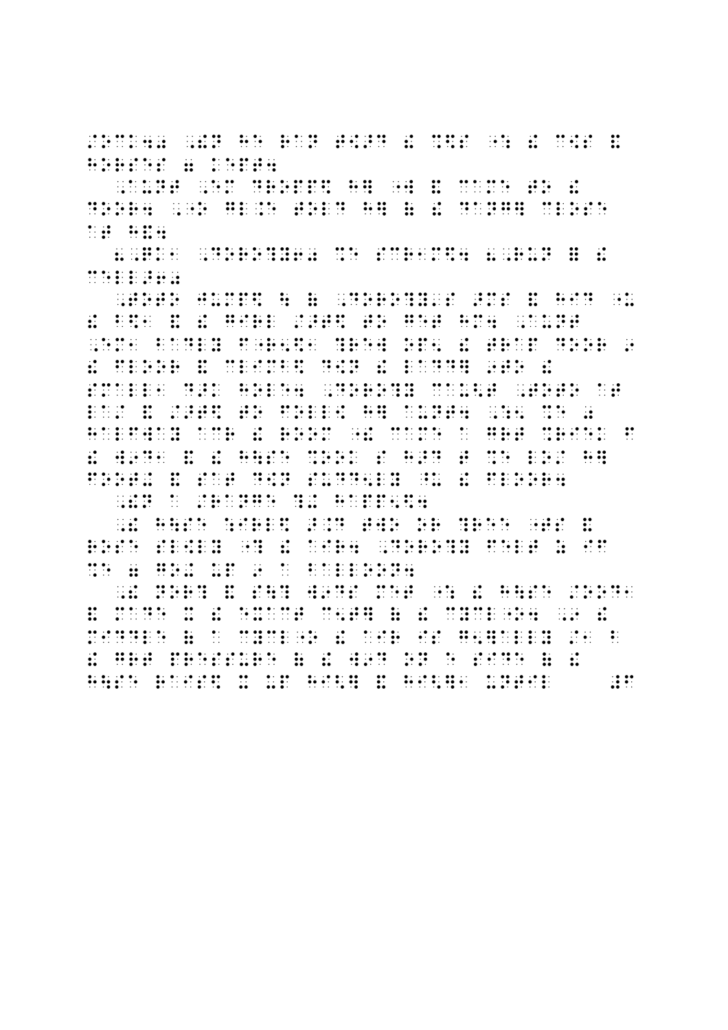/OCK40 ,!N HE RAN T[>D ! %\$S ": ! C[S & HORSES 7 KEPT4 1988 1 KEPT4 1 KEPT4 1 KEPT4 1 KEPT4 1 KEPT4 1 KEPT4 1 KEPT4 1 KEPT4 1<br>1 KEPT4 1 KEPT4 1 KEPT4 1 KEPT4 1 KEPT4 1 KEPT4 1 KEPT4 1 KEPT4 1 KEPT4 1 KEPT4 1 KEPT4 1 KEPT4 1 KEPT4 1 KEP<br>1 KEPT4 1 KEPT4 1 KEPT4 1

, AUNT , AUNT , AUNT , AUNT , AUNT , AUNT , AUNT , AUNT , AUNT , AUNT , AUNT , AUNT , AUNT , AUNT , AUGUST , A<br>AUNT , AUNT , AUNT , AUNT , AUNT , AUGUST , AUGUST , AUGUST , AUGUST , AUGUST , AUGUST , AUGUST , AUGUST , AUG DOOR4 , O GL.E TOLD HIS SERVICE OF TOLD HIS SERVICE OF TOLD HIS SERVICE OF TOLD HIS SERVICE OF TOLD HIS SERVIC<br>2009 , O GL.E TOLD HIS SERVICE OF TOLD HIS SERVICE OF TOLD HIS SERVICE OF TOLD HIS SERVICE OF TOLD HIS SERVIC<br>2 AT H&4

8, SA DISPONSA A LA SERIE DA DISPONSA DE DE LA SURDIA A LA SERIE DA LA SA DISPONSA DA DISPONSA DE LA SA LA SA<br>Disponsa da disponsa a la serie de serie de la sala de la serie de la serie de la serie de la serie de la ser<br>Di CELLO CELLO CO

, TO THE ROOM OF THE RELEASE RECORDS OF THE THE RELEASE RESIDENCE TO THE RELEASE THE THE RELEASE THE RELEASE T<br>TO BE THERE TO DESCRIPT THE RELEASE RELEASE THE THE RELEASE THE THE THE THE THE RELEASE THE RELEASE THE THE TO<br> ! B\$1 & ! GIRL />T\$ TO GET HM4 ,AUNT , THE RESIDENT CONFIDENTIAL CONFIDENTIAL CONFIDENTIAL CONFIDENTIAL CONFIDENTIAL CONFIDENTIAL CONFIDENTIAL CONF<br>The Revolution of the Revolution of the Revolution of the Revolution of the Revolution of the Person of the Re<br> . THE RESOLUTION OF THE RESOLUTION OF THE RESOLUTION OF THE RESOLUTION OF THE RESOLUTION OF THE RESOLUTION OF<br>The Resolution of the Resolution of the Resolution of the Resolution of the Resolution of the Resolution of th<br>T SMALL1 D>K HOLE4 ,DORO?Y CAU<T ,TOTO AT LA/ BE TO FOLLOW A RESIDENCE TO BE TO BE A RESIDENCE OF A SERVICE OF A SERVICE OF A SERVICE OF A SERVICE OF A<br>The following the service of the service of the service of the service of the service of the service of the se<br>T HALFWAY ACR (1986) AND ACRES (1986) AND AN ARREST CHANNEL ACRES (1986) AND ACRES (1986) AND ALFABA ALF CAME A<br>HALFWAY ACRES (1986) AND ALF WAY AND A GREEK FOR THE SAN ARREST CHANNEL AND ACRES (1986) AND ACRES (1986) AND<br>HA ! W9D1 & 1980 & 2000 & 2000 & 1980 & 2000 & 2000 \$ 2000 \$ 2000 \$ 2000 \$ 2000 \$ 2000 \$ 2000 \$ 2000 \$ 2000 \$ 200<br>2011 \$ 2000 \$ 2000 \$ 2000 \$ 2000 \$ 2000 \$ 2000 \$ 2000 \$ 2000 \$ 2000 \$ 2000 \$ 2000 \$ 2000 \$ 2000 \$ 2000 \$ 2000<br>2 FOOTH & SAT DE LA SAT DIE 1989 VAN DIE 1989 VAN DIE 1989 VAN DIE 1989 VAN DIE 1989 GESCHIEDIGE DEUR VAN DIE 19<br>Footballige bestel van die 1989 van die 1989 van die 1989 van die 1989 van die 1989 van die 1989 van die 1989<br>F ,!N A /RANGE ?+ HAPP5\$4

, HULLEY , RELATION , RELATION , RELATION , RELATION , RELATION , RELATION , RELATION , RELATION , RELATION ,<br>2006 , RELATION , RELATION , RELATION , RELATION , RELATION , RELATION , RELATION , RELATION , RELATION , REL<br>20 ROSE SUR AN ESTADO DE ENTRE AN ENTRE 1999, EN 1999, EN 1999, EN 1999, EN 1999, EN 1999, EN 1999, EN 1999, EN 1<br>ROSE SUR AN EN 1999, EN 1999, EN 1999, EN 1999, EN 1999, EN 1999, EN 1999, EN 1999, EN 1999, EN 1999, EN 1999<br>R % E 7 GO+ UP 9 A BALLOON4 A BALLOON4 A BALLOON4 A BALLOON4 A BALLOON4 A BALLOON4 A BALLOON4 A BALLOON4 A BALLO<br>19 A BALLOON4 A BALLOON4 A BALLOON4 A BALLOON4 A BALLOON4 A BALLOON4 A BALLOON4 A BALLOON4 A BALLOON4 A BALLOO<br> ,! NOR? & S\? W9DS MET ": ! H\SE /OOD1 & MADE X ! EXACT C5T] ( ! CYCL"O4 ,9 ! MID LE BE BE BLISH AN THE THE REPORTED BY LIBY AND A CHILIBE AND A CHILIBE BE LIBY OF THE LIBY IN THE REPORT O<br>All Burger and the Theodor and The Liby Liby and Liby and Liby and The Liby and All Burger and The Burger and<br>A : LO 1981 DE 1981 DE LO 1981 DE DE LO 1981 DE LO 1992 DE LO 1993 DE LO 1993 DE LO 1994 DE LO 1994 DE LO 1994 D<br>1994 : DO 00 DE LO 1994 DE LO 1994 DE LO 1994 DE LO 1994 DE LO 1994 DE LO 1994 DE LO 1999 DE LO 1994 DE LO 19<br>1  $\frac{1}{2}$  , and the set of the set of the set of the set of the set of the set of the set of the set of the set of the set of the set of the set of the set of the set of the set of the set of the set of the set of the set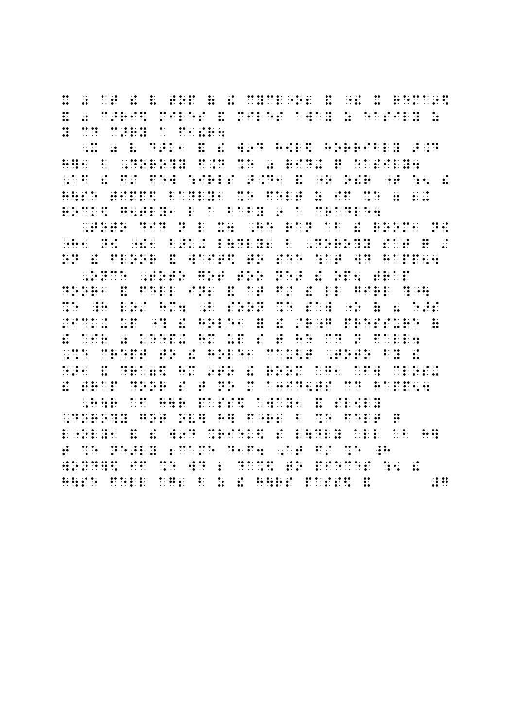X OR 1999 - DA 1999 - DA 1999 - DA 1999 - DA 1999 - DA 1999 - DA 1999 - DA 1999 - DA 1999 - DA 1999 - DA 1999<br>2009 - DA 1999 - DA 1999 - DA 1999 - DA 1999 - DA 1999 - DA 1999 - DA 1999 - DA 1999 - DA 1999 - DA 1999 - DA<br>20 .<br>1951 – Carl Strange and the series of the series and the series are the series and the series of the series o<br>1961 – Carl Strange and the series are the series and the series are the series and the series are the series Y CO CO CONSTRUIRE CONTROLLER<br>The String String Company of the Construction<br>Company Company Company Company Company Company Company Company Company Company Company Company Company Compa

,X 0 V D>K1 & ! W9D H[L\$ HORRIBLY >.D HER DE LA 1999 DE LA 1999 DE LA 1999 DE LA 1999 DE LA 1999 DE LA 1999 DE LA 1999 DE LA 1999 DE LA 1999 DE LA 1<br>1999 DE LA 1999 DE LA 1999 DE LA 1999 DE LA 1999 DE LA 1999 DE LA 1999 DE LA 1999 DE LA 1999 DE DE LA 1999 DE<br>1 , AF DE 1988, A DE 1988, A DE 1998, A LA DE 1998, A LA DE 1998, A LA DE 1998, A LA DE 1998, A LA DE 1998, A LA<br>1999, A LA DE 1999, A LA PERIODE (A DE 1998), A LA PARTICIPIA DE 1999, A LA DE 1999, A LA DE 1999, A LA DE 19<br>1 H\SE TIPP\$ BADLY1 %E FELT Z IF %E 7 2+ ROCK\$ G5TLY1 L A BABY 9 AN AN AN AIR AN AIR AN AIR AN AIR AN AIR AN AIR AN AIR AN AIR AN AIR AN AIR AN AIR AN<br>An air an air an air an air an air an air an air an air an air an air an air an air an air an air an air an ai

, TOTO DID NORTH ABOVE AND THE RANGE OF THE RANGE OF THE RANGE OF THE RANGE OF THE RANGE OF THE RANGE OF THE RANGE OF THE RANGE OF THE RANGE OF THE RANGE OF THE RANGE OF THE RANGE OF THE RANGE OF THE RANGE OF THE RANGE OF "H1 N[ "!1 B>K+ L\DLY2 B ,DORO?Y SAT Q / ON ! FLOOR & WAIT\$ TO SEE :AT WD HAPP54 , LA CORRESPONDIA DE LA CORRESPONDIA DE LA CORRESPONDIA DE LA CORRESPONDIA DE LA CORRESPONDIA DE LA CORRESPOND<br>1995 TRAPA DE LA CORRESPONDIA DE LA CORRESPONDIA DE LA CORRESPONDIA DE LA CORRESPONDIA DE LA CORRESPONDIA DE<br>19 DOOR1 & FELL IN2 & AT F/ ! LL GIRL ?"\ %E \_H LO/ HM4 ,B SOON %E SAW "O ( 8 E>S /ICH AN ARTICLE AND AN INTERFERING THAT AN ARTICLE IN THE RESIDENT OF A STATE AND A STATE AND A STATE AND A ST<br>In an interfering the state of the state and state and the state of the state and state and state and state a<br>A . A CONSTRUCTION OF A REPORT OF A CONSTRUCTION OF A CONSTRUCTION OF A CONSTRUCTION OF A CONSTRUCTION OF A CONS<br>And construction of a construction of a construction of a construction of a construction of a construction of ,%E CREPT TO ! HOLE1 CAU<T ,TOTO BY ! EXAMPLE AND AGENCY AND CONSIDER THE RESIDENCE OF A SERVICE OF A SERVICE OF A SERVICE OF A SERVICE OF A SERVICE<br>1980 - Andrew Considered Afware and the service of a service of a service of a service of a service of a servi<br> .<br>1961 – DOOR DOOR STARP DOOR DE SAN DIE SANDISE SOOS DE SAN DIE SAN DIE SAN DIE SAN DIE SAN DIE SAN DIE SAN DIE<br>1962 – DOOR STARPS – STARP DOOR SAN DIE SAN DIE SAN DIE SAN DIE SAN DIE SAN DIE SAN DIE SAN DIE SAN DIE SAN D , H\R AF H\R AF HAS ARRESTED AND A SAN ARRAIGNMENT AND A SAN ARRAIGNMENT AND A SAN ARRAIGNMENT AND A SAN ARRAI<br>The AR ARRAIGN State and a san arraignment and a state and a state and a san arraignment and a san arraignment<br> ,DORO?Y GOT OV] H] F"R2 B %E FELT Q

L'ARC'HANDRE DE L'ARC'HANDRE DE L'ARC'HANDRE DE L'ARC'HANDRE DE L'ARC'HANDRE DE L'ARC'HANDRE DE L'ARC'HANDRE<br>L'ARC'HANDRE DE L'ARC'HANDRE DE L'ARC'HANDRE DE L'ARC'HANDRE DE L'ARC'HANDRE DE L'ARC'HANDRE DE L'ARC'HANDRE<br>L'AR T 40 B. A. 1980, A 40 B. TH 1980, A 40 B. AN 1990, A 40 F. AN 1990, A 40 F. AN 1990.<br>1990 - The Light Light Light Light Light Light Light Light Light Light Light Light Light Light Light.<br>1990 - The Light Light Light Light WOND AN ARRAIGNMENT WORK THE RESIDENT WARRAIGN AND A COMPANY ARRAIGNMENT WORK THE RESIDENT WARRAIGN AND THE RE<br>TO PIECE AN ARRAIGNMENT WORK THE RESIDENT WARRAIGN AND THE RESIDENT WARRAIGN AN ARRAIGNMENT WORK THE RESIDENT<br>T Holders are as a set of the set of the set of the set of the set of the set of the set of the set of the set o<br>The set of the set of the set of the set of the set of the set of the set of the set of the set of the set of